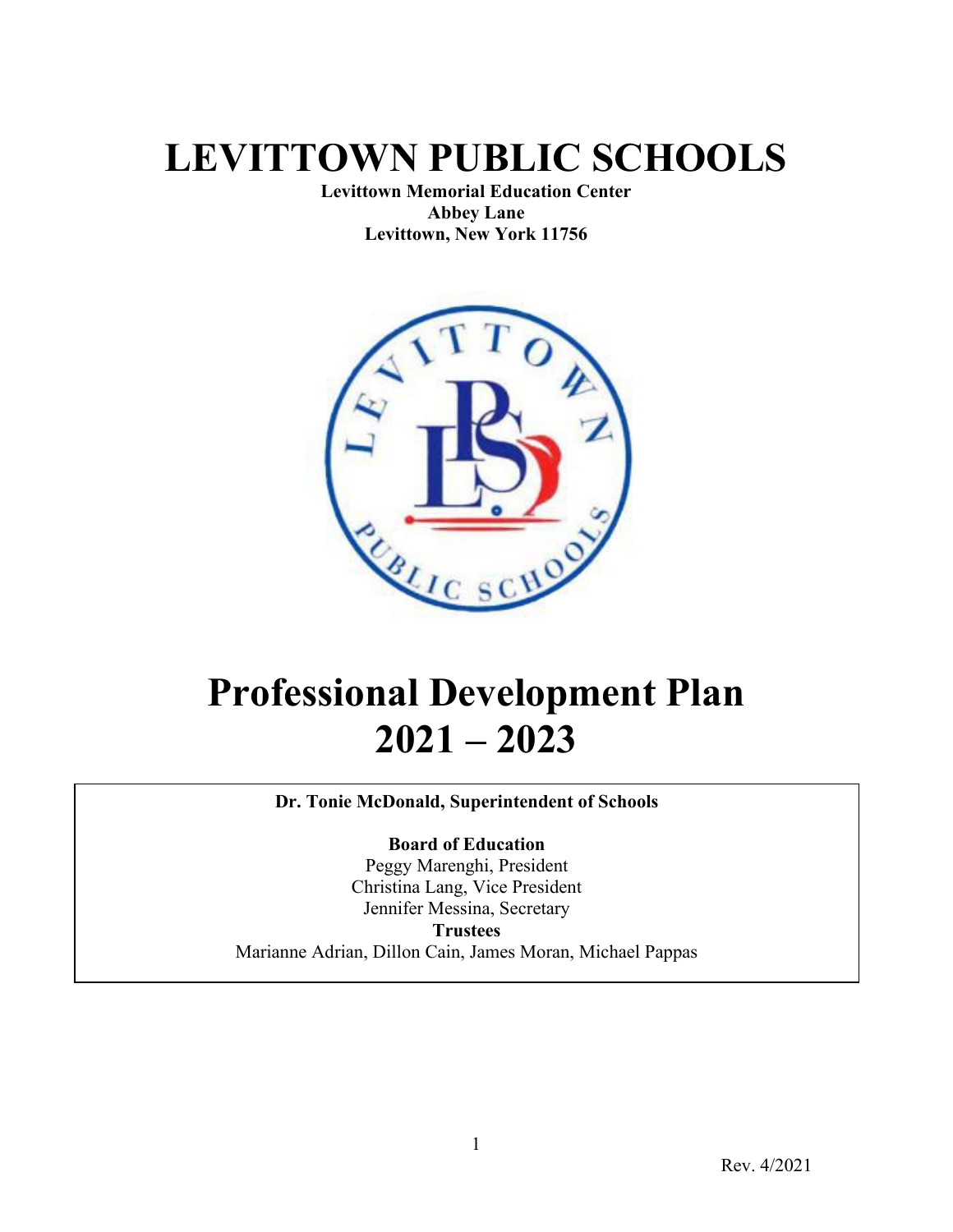# LEVITTOWN PUBLIC SCHOOLS

**Levittown Memorial Education Center**
**Abbey Lane**
**Levittown, New York 11756**

# Professional Development Plan 2021 – 2023

**Dr. Tonie McDonald, Superintendent of Schools**

**Board of Education**
Peggy Marenghi, President
Christina Lang, Vice President
Jennifer Messina, Secretary
**Trustees**
Marianne Adrian, Dillon Cain, James Moran, Michael Pappas

Rev. 4/2021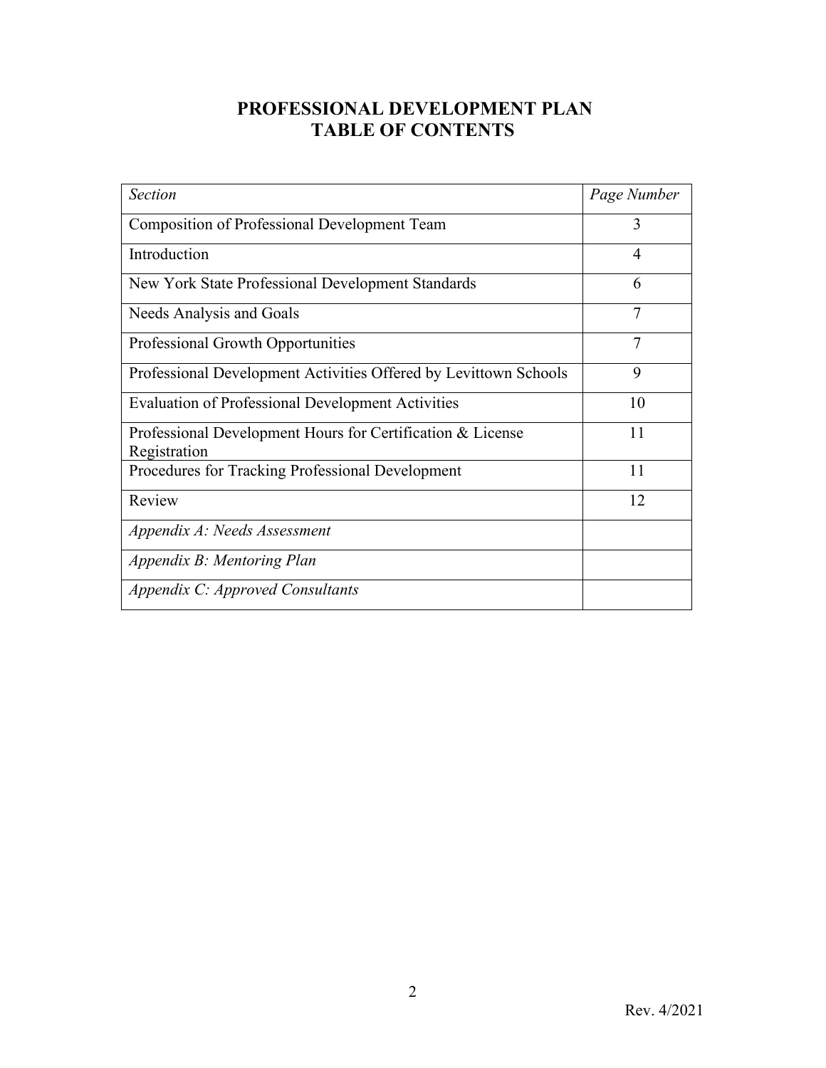# PROFESSIONAL DEVELOPMENT PLAN
# TABLE OF CONTENTS

| *Section* | *Page Number* |
|---|---|
| Composition of Professional Development Team | 3 |
| Introduction | 4 |
| New York State Professional Development Standards | 6 |
| Needs Analysis and Goals | 7 |
| Professional Growth Opportunities | 7 |
| Professional Development Activities Offered by Levittown Schools | 9 |
| Evaluation of Professional Development Activities | 10 |
| Professional Development Hours for Certification & License Registration | 11 |
| Procedures for Tracking Professional Development | 11 |
| Review | 12 |
| *Appendix A: Needs Assessment* | |
| *Appendix B: Mentoring Plan* | |
| *Appendix C: Approved Consultants* | |

Rev. 4/2021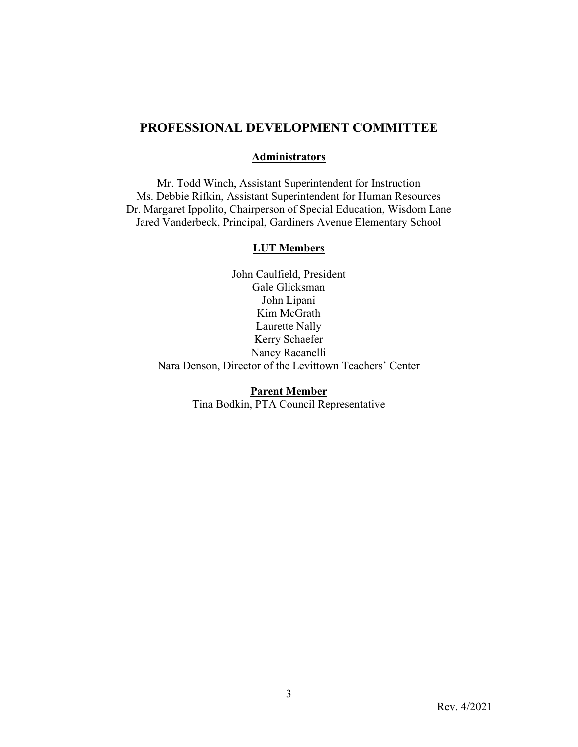# PROFESSIONAL DEVELOPMENT COMMITTEE

**Administrators**

Mr. Todd Winch, Assistant Superintendent for Instruction
Ms. Debbie Rifkin, Assistant Superintendent for Human Resources
Dr. Margaret Ippolito, Chairperson of Special Education, Wisdom Lane
Jared Vanderbeck, Principal, Gardiners Avenue Elementary School

**LUT Members**

John Caulfield, President
Gale Glicksman
John Lipani
Kim McGrath
Laurette Nally
Kerry Schaefer
Nancy Racanelli
Nara Denson, Director of the Levittown Teachers' Center

**Parent Member**

Tina Bodkin, PTA Council Representative

Rev. 4/2021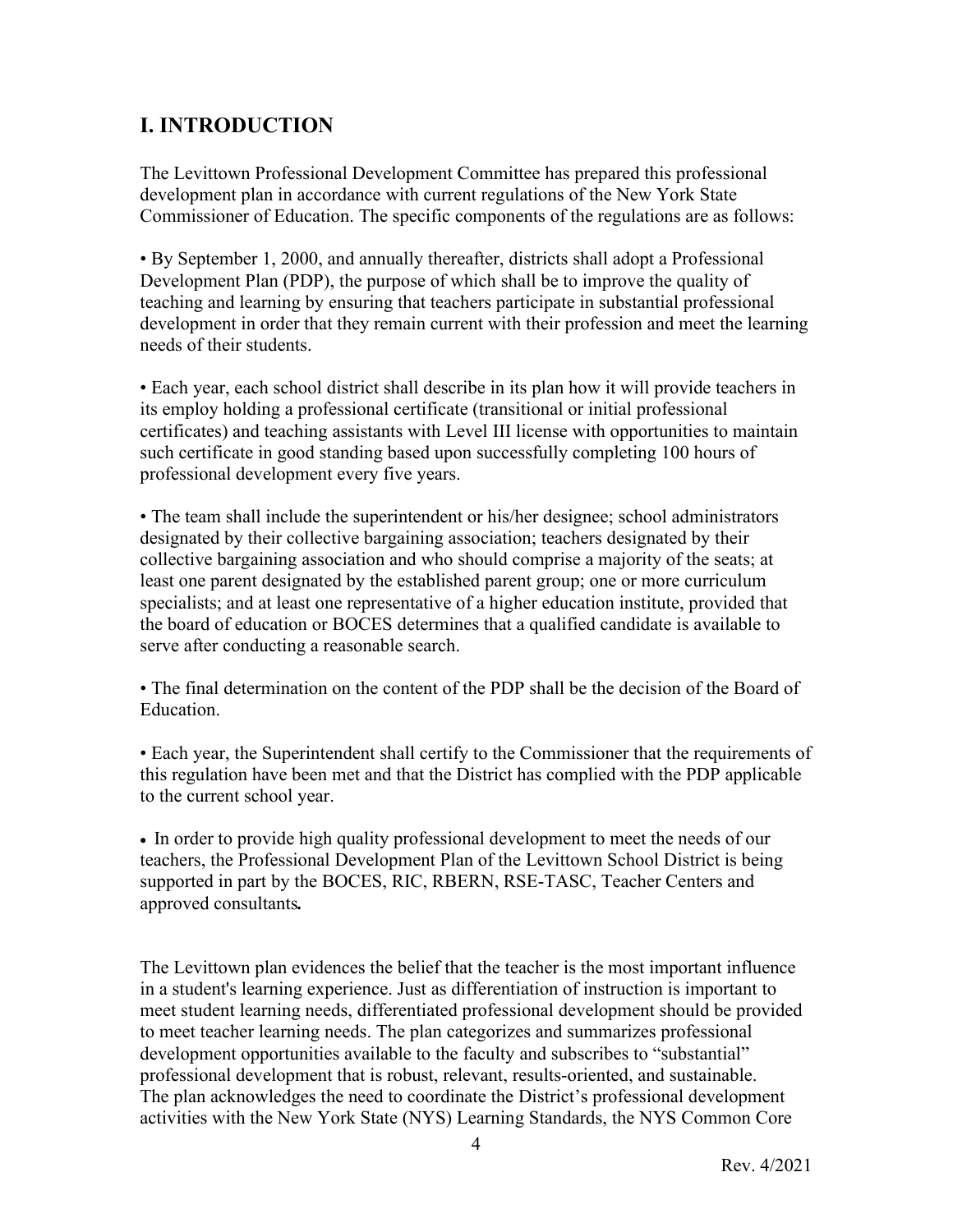## I. INTRODUCTION

The Levittown Professional Development Committee has prepared this professional development plan in accordance with current regulations of the New York State Commissioner of Education. The specific components of the regulations are as follows:

- By September 1, 2000, and annually thereafter, districts shall adopt a Professional Development Plan (PDP), the purpose of which shall be to improve the quality of teaching and learning by ensuring that teachers participate in substantial professional development in order that they remain current with their profession and meet the learning needs of their students.

- Each year, each school district shall describe in its plan how it will provide teachers in its employ holding a professional certificate (transitional or initial professional certificates) and teaching assistants with Level III license with opportunities to maintain such certificate in good standing based upon successfully completing 100 hours of professional development every five years.

- The team shall include the superintendent or his/her designee; school administrators designated by their collective bargaining association; teachers designated by their collective bargaining association and who should comprise a majority of the seats; at least one parent designated by the established parent group; one or more curriculum specialists; and at least one representative of a higher education institute, provided that the board of education or BOCES determines that a qualified candidate is available to serve after conducting a reasonable search.

- The final determination on the content of the PDP shall be the decision of the Board of Education.

- Each year, the Superintendent shall certify to the Commissioner that the requirements of this regulation have been met and that the District has complied with the PDP applicable to the current school year.

- In order to provide high quality professional development to meet the needs of our teachers, the Professional Development Plan of the Levittown School District is being supported in part by the BOCES, RIC, RBERN, RSE-TASC, Teacher Centers and approved consultants**.**

The Levittown plan evidences the belief that the teacher is the most important influence in a student's learning experience. Just as differentiation of instruction is important to meet student learning needs, differentiated professional development should be provided to meet teacher learning needs. The plan categorizes and summarizes professional development opportunities available to the faculty and subscribes to "substantial" professional development that is robust, relevant, results-oriented, and sustainable. The plan acknowledges the need to coordinate the District's professional development activities with the New York State (NYS) Learning Standards, the NYS Common Core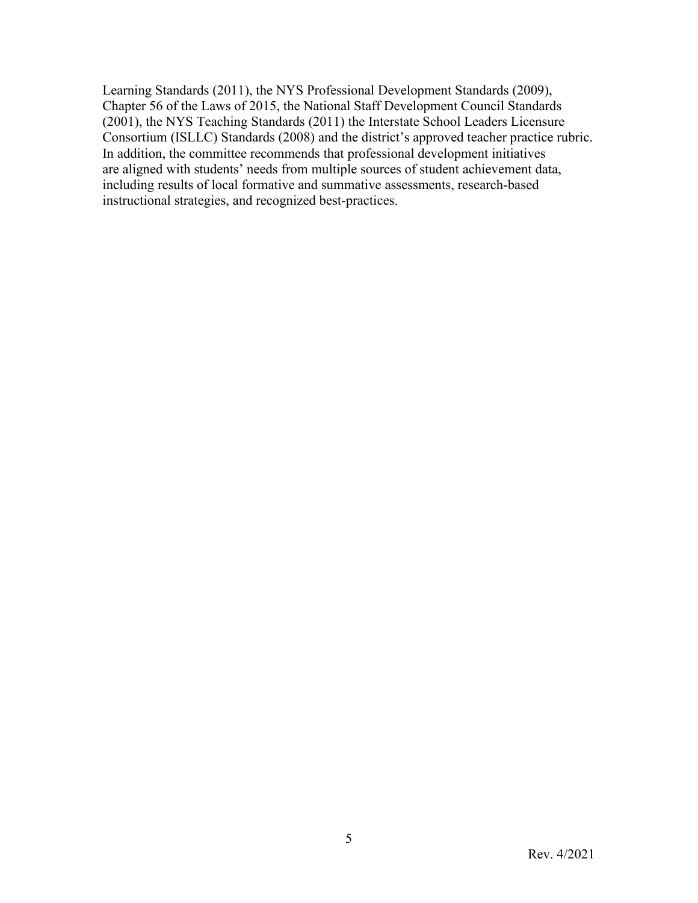Learning Standards (2011), the NYS Professional Development Standards (2009), Chapter 56 of the Laws of 2015, the National Staff Development Council Standards (2001), the NYS Teaching Standards (2011) the Interstate School Leaders Licensure Consortium (ISLLC) Standards (2008) and the district's approved teacher practice rubric. In addition, the committee recommends that professional development initiatives are aligned with students' needs from multiple sources of student achievement data, including results of local formative and summative assessments, research-based instructional strategies, and recognized best-practices.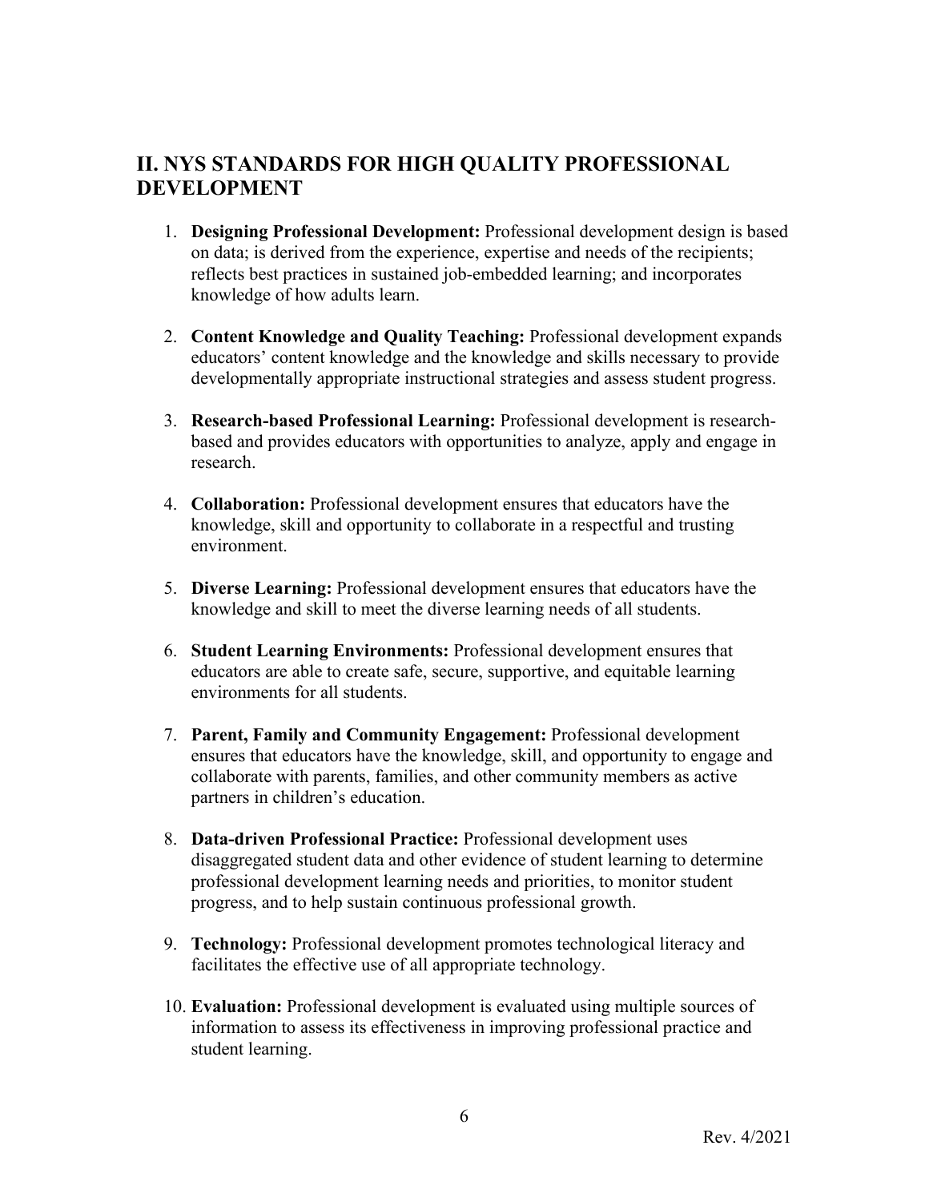## II. NYS STANDARDS FOR HIGH QUALITY PROFESSIONAL DEVELOPMENT

1. **Designing Professional Development:** Professional development design is based on data; is derived from the experience, expertise and needs of the recipients; reflects best practices in sustained job-embedded learning; and incorporates knowledge of how adults learn.

2. **Content Knowledge and Quality Teaching:** Professional development expands educators' content knowledge and the knowledge and skills necessary to provide developmentally appropriate instructional strategies and assess student progress.

3. **Research-based Professional Learning:** Professional development is research-based and provides educators with opportunities to analyze, apply and engage in research.

4. **Collaboration:** Professional development ensures that educators have the knowledge, skill and opportunity to collaborate in a respectful and trusting environment.

5. **Diverse Learning:** Professional development ensures that educators have the knowledge and skill to meet the diverse learning needs of all students.

6. **Student Learning Environments:** Professional development ensures that educators are able to create safe, secure, supportive, and equitable learning environments for all students.

7. **Parent, Family and Community Engagement:** Professional development ensures that educators have the knowledge, skill, and opportunity to engage and collaborate with parents, families, and other community members as active partners in children's education.

8. **Data-driven Professional Practice:** Professional development uses disaggregated student data and other evidence of student learning to determine professional development learning needs and priorities, to monitor student progress, and to help sustain continuous professional growth.

9. **Technology:** Professional development promotes technological literacy and facilitates the effective use of all appropriate technology.

10. **Evaluation:** Professional development is evaluated using multiple sources of information to assess its effectiveness in improving professional practice and student learning.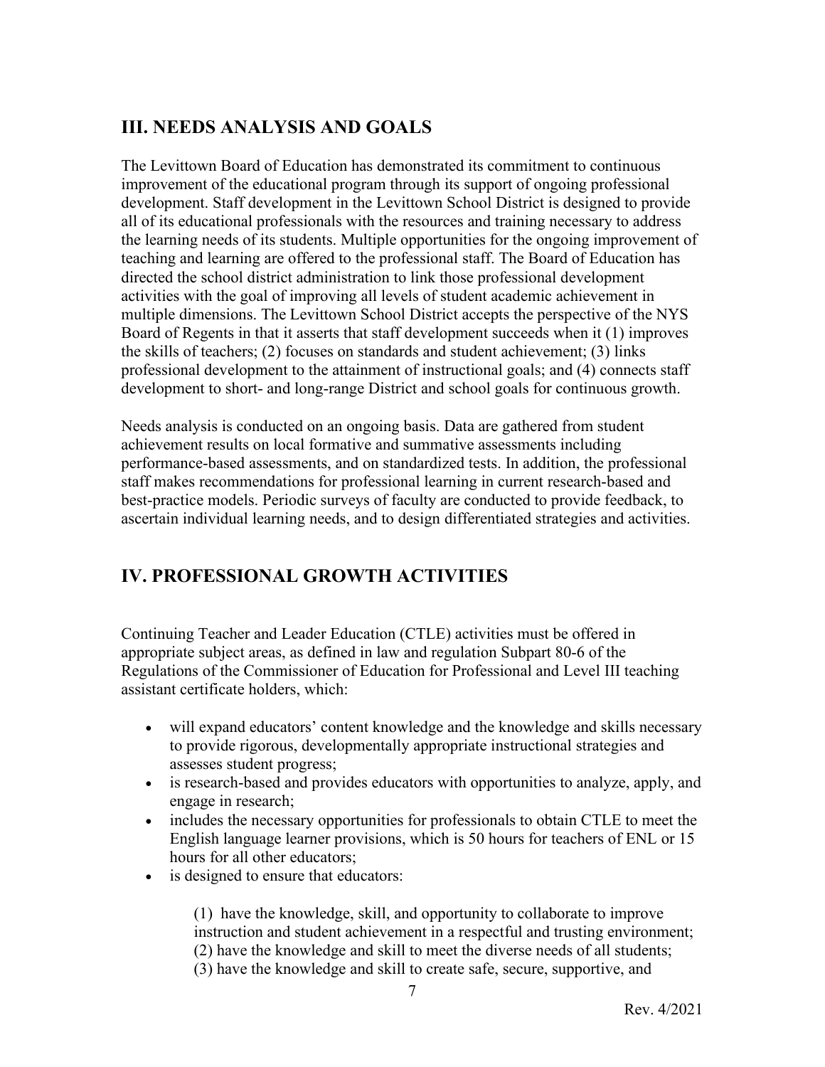## III. NEEDS ANALYSIS AND GOALS

The Levittown Board of Education has demonstrated its commitment to continuous improvement of the educational program through its support of ongoing professional development. Staff development in the Levittown School District is designed to provide all of its educational professionals with the resources and training necessary to address the learning needs of its students. Multiple opportunities for the ongoing improvement of teaching and learning are offered to the professional staff. The Board of Education has directed the school district administration to link those professional development activities with the goal of improving all levels of student academic achievement in multiple dimensions. The Levittown School District accepts the perspective of the NYS Board of Regents in that it asserts that staff development succeeds when it (1) improves the skills of teachers; (2) focuses on standards and student achievement; (3) links professional development to the attainment of instructional goals; and (4) connects staff development to short- and long-range District and school goals for continuous growth.

Needs analysis is conducted on an ongoing basis. Data are gathered from student achievement results on local formative and summative assessments including performance-based assessments, and on standardized tests. In addition, the professional staff makes recommendations for professional learning in current research-based and best-practice models. Periodic surveys of faculty are conducted to provide feedback, to ascertain individual learning needs, and to design differentiated strategies and activities.

## IV. PROFESSIONAL GROWTH ACTIVITIES

Continuing Teacher and Leader Education (CTLE) activities must be offered in appropriate subject areas, as defined in law and regulation Subpart 80-6 of the Regulations of the Commissioner of Education for Professional and Level III teaching assistant certificate holders, which:

- will expand educators' content knowledge and the knowledge and skills necessary to provide rigorous, developmentally appropriate instructional strategies and assesses student progress;
- is research-based and provides educators with opportunities to analyze, apply, and engage in research;
- includes the necessary opportunities for professionals to obtain CTLE to meet the English language learner provisions, which is 50 hours for teachers of ENL or 15 hours for all other educators;
- is designed to ensure that educators:

  (1) have the knowledge, skill, and opportunity to collaborate to improve instruction and student achievement in a respectful and trusting environment;
  (2) have the knowledge and skill to meet the diverse needs of all students;
  (3) have the knowledge and skill to create safe, secure, supportive, and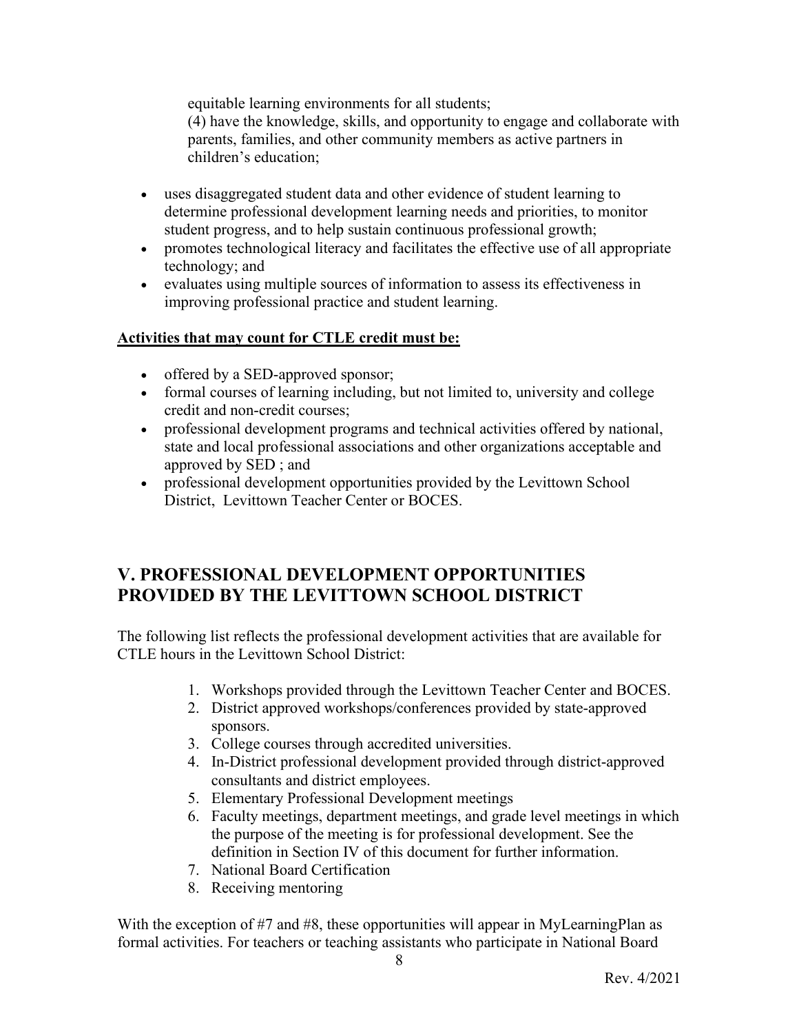equitable learning environments for all students;

(4) have the knowledge, skills, and opportunity to engage and collaborate with parents, families, and other community members as active partners in children's education;

- uses disaggregated student data and other evidence of student learning to determine professional development learning needs and priorities, to monitor student progress, and to help sustain continuous professional growth;
- promotes technological literacy and facilitates the effective use of all appropriate technology; and
- evaluates using multiple sources of information to assess its effectiveness in improving professional practice and student learning.

**Activities that may count for CTLE credit must be:**

- offered by a SED-approved sponsor;
- formal courses of learning including, but not limited to, university and college credit and non-credit courses;
- professional development programs and technical activities offered by national, state and local professional associations and other organizations acceptable and approved by SED ; and
- professional development opportunities provided by the Levittown School District, Levittown Teacher Center or BOCES.

## V. PROFESSIONAL DEVELOPMENT OPPORTUNITIES PROVIDED BY THE LEVITTOWN SCHOOL DISTRICT

The following list reflects the professional development activities that are available for CTLE hours in the Levittown School District:

1. Workshops provided through the Levittown Teacher Center and BOCES.
2. District approved workshops/conferences provided by state-approved sponsors.
3. College courses through accredited universities.
4. In-District professional development provided through district-approved consultants and district employees.
5. Elementary Professional Development meetings
6. Faculty meetings, department meetings, and grade level meetings in which the purpose of the meeting is for professional development. See the definition in Section IV of this document for further information.
7. National Board Certification
8. Receiving mentoring

With the exception of #7 and #8, these opportunities will appear in MyLearningPlan as formal activities. For teachers or teaching assistants who participate in National Board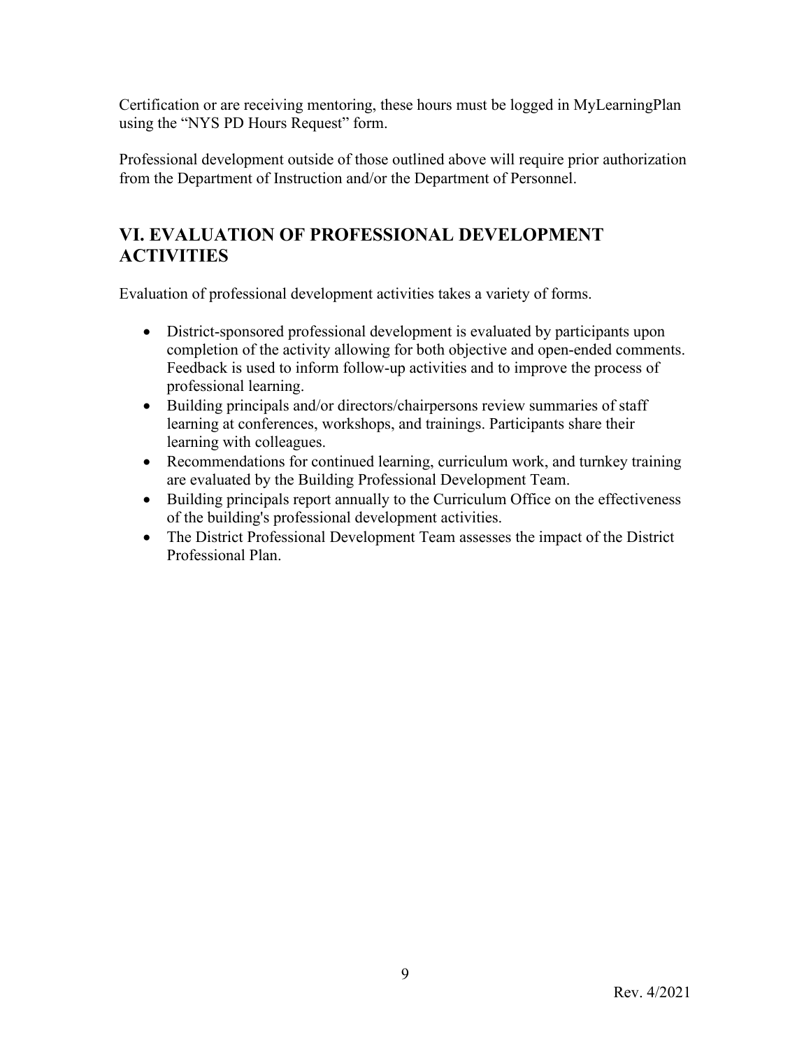Certification or are receiving mentoring, these hours must be logged in MyLearningPlan using the "NYS PD Hours Request" form.

Professional development outside of those outlined above will require prior authorization from the Department of Instruction and/or the Department of Personnel.

## VI. EVALUATION OF PROFESSIONAL DEVELOPMENT ACTIVITIES

Evaluation of professional development activities takes a variety of forms.

- District-sponsored professional development is evaluated by participants upon completion of the activity allowing for both objective and open-ended comments. Feedback is used to inform follow-up activities and to improve the process of professional learning.
- Building principals and/or directors/chairpersons review summaries of staff learning at conferences, workshops, and trainings. Participants share their learning with colleagues.
- Recommendations for continued learning, curriculum work, and turnkey training are evaluated by the Building Professional Development Team.
- Building principals report annually to the Curriculum Office on the effectiveness of the building's professional development activities.
- The District Professional Development Team assesses the impact of the District Professional Plan.

Rev. 4/2021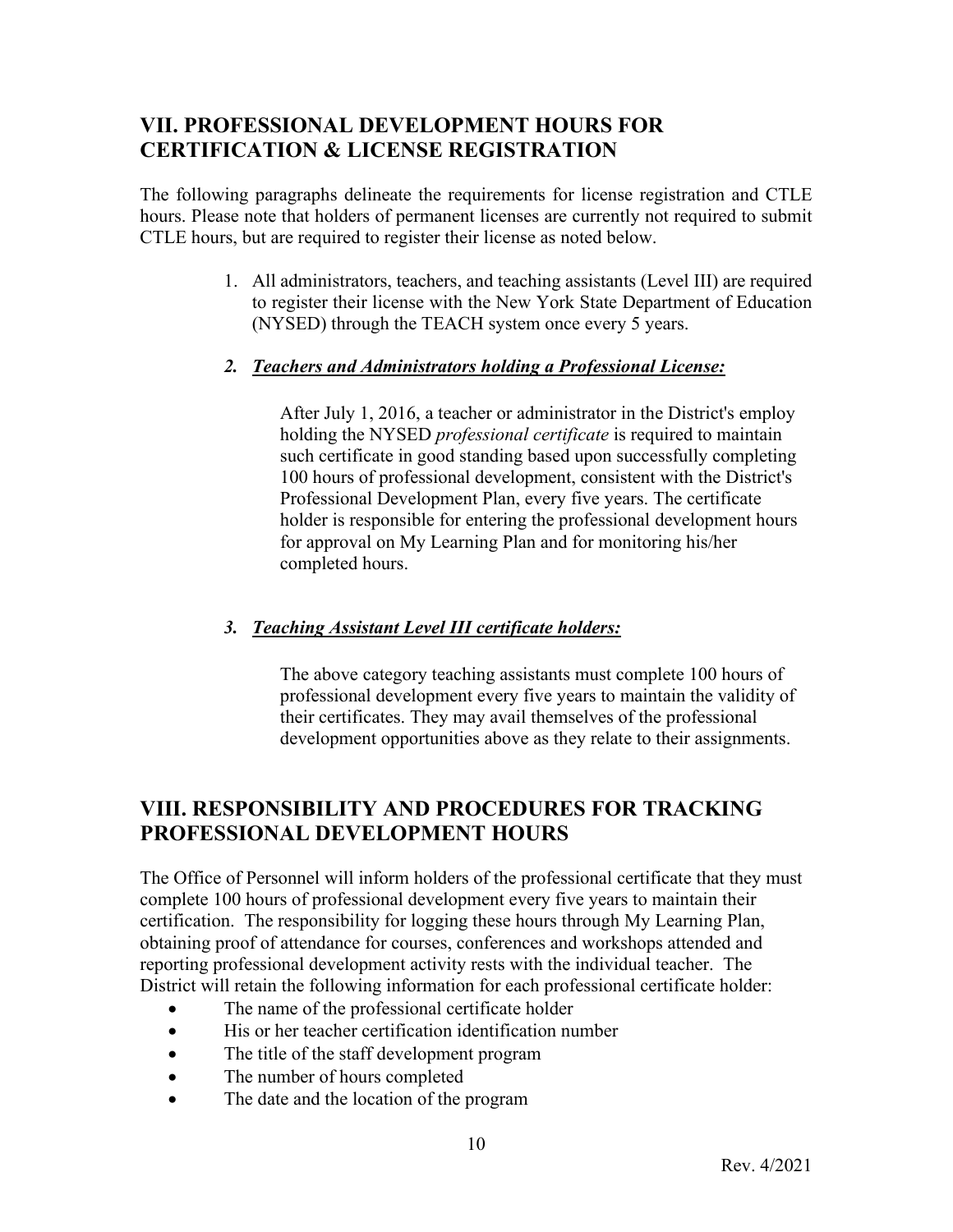## VII. PROFESSIONAL DEVELOPMENT HOURS FOR CERTIFICATION & LICENSE REGISTRATION

The following paragraphs delineate the requirements for license registration and CTLE hours. Please note that holders of permanent licenses are currently not required to submit CTLE hours, but are required to register their license as noted below.

1. All administrators, teachers, and teaching assistants (Level III) are required to register their license with the New York State Department of Education (NYSED) through the TEACH system once every 5 years.

2. ***Teachers and Administrators holding a Professional License:***

   After July 1, 2016, a teacher or administrator in the District's employ holding the NYSED *professional certificate* is required to maintain such certificate in good standing based upon successfully completing 100 hours of professional development, consistent with the District's Professional Development Plan, every five years. The certificate holder is responsible for entering the professional development hours for approval on My Learning Plan and for monitoring his/her completed hours.

3. ***Teaching Assistant Level III certificate holders:***

   The above category teaching assistants must complete 100 hours of professional development every five years to maintain the validity of their certificates. They may avail themselves of the professional development opportunities above as they relate to their assignments.

## VIII. RESPONSIBILITY AND PROCEDURES FOR TRACKING PROFESSIONAL DEVELOPMENT HOURS

The Office of Personnel will inform holders of the professional certificate that they must complete 100 hours of professional development every five years to maintain their certification. The responsibility for logging these hours through My Learning Plan, obtaining proof of attendance for courses, conferences and workshops attended and reporting professional development activity rests with the individual teacher. The District will retain the following information for each professional certificate holder:

- The name of the professional certificate holder
- His or her teacher certification identification number
- The title of the staff development program
- The number of hours completed
- The date and the location of the program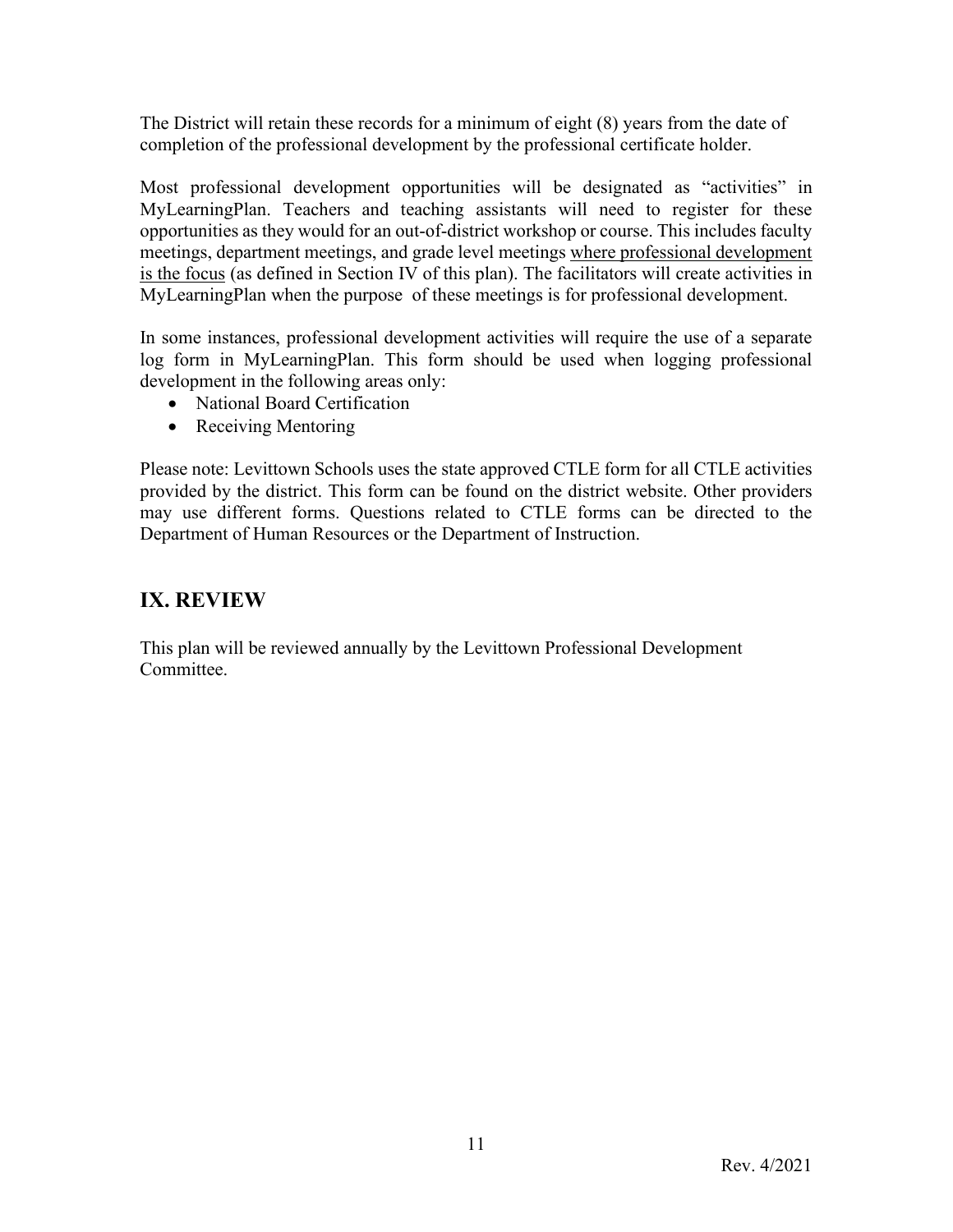The District will retain these records for a minimum of eight (8) years from the date of completion of the professional development by the professional certificate holder.

Most professional development opportunities will be designated as "activities" in MyLearningPlan. Teachers and teaching assistants will need to register for these opportunities as they would for an out-of-district workshop or course. This includes faculty meetings, department meetings, and grade level meetings <u>where professional development is the focus</u> (as defined in Section IV of this plan). The facilitators will create activities in MyLearningPlan when the purpose of these meetings is for professional development.

In some instances, professional development activities will require the use of a separate log form in MyLearningPlan. This form should be used when logging professional development in the following areas only:

- National Board Certification
- Receiving Mentoring

Please note: Levittown Schools uses the state approved CTLE form for all CTLE activities provided by the district. This form can be found on the district website. Other providers may use different forms. Questions related to CTLE forms can be directed to the Department of Human Resources or the Department of Instruction.

## IX. REVIEW

This plan will be reviewed annually by the Levittown Professional Development Committee.

Rev. 4/2021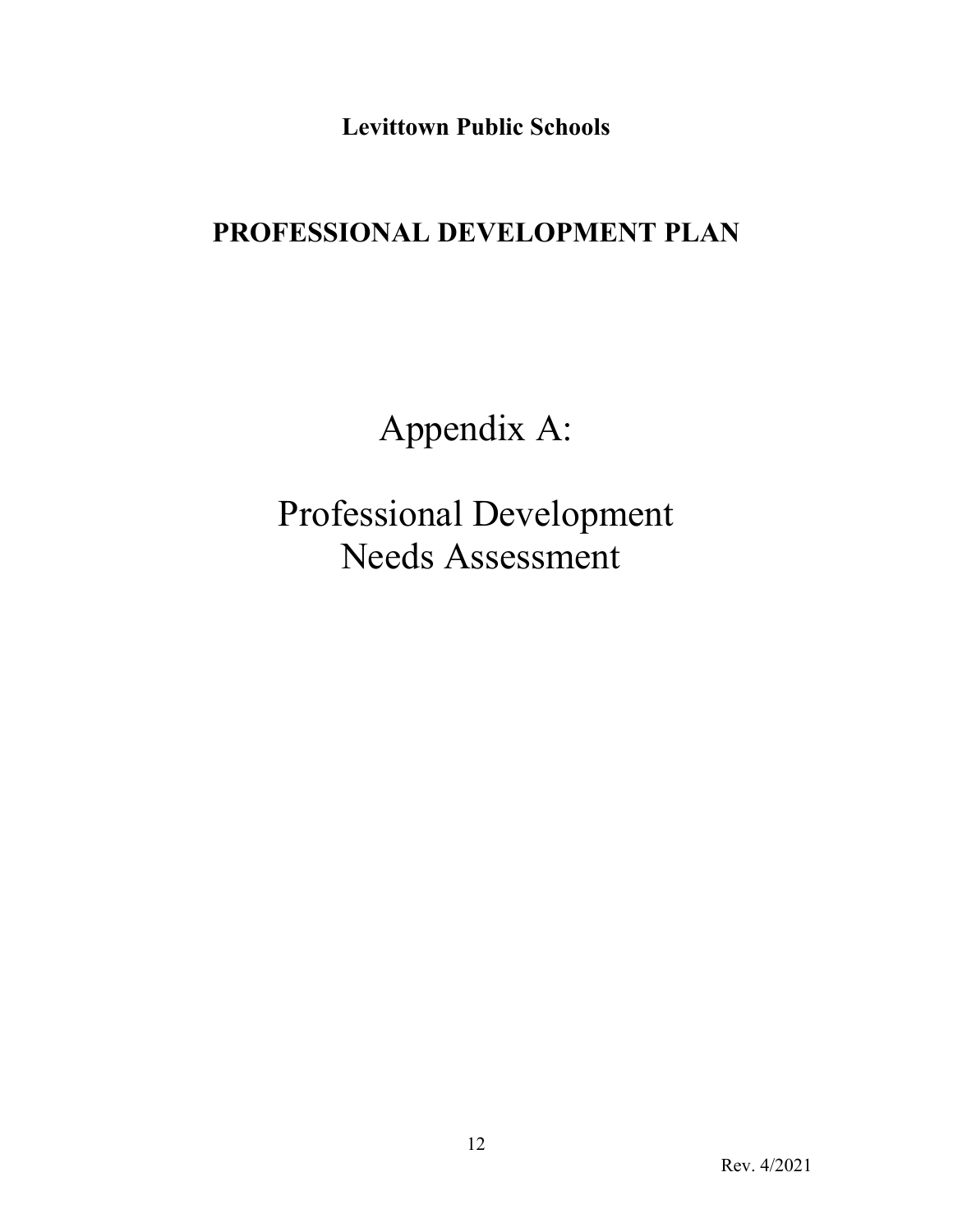**Levittown Public Schools**

## PROFESSIONAL DEVELOPMENT PLAN

# Appendix A:

# Professional Development Needs Assessment

Rev. 4/2021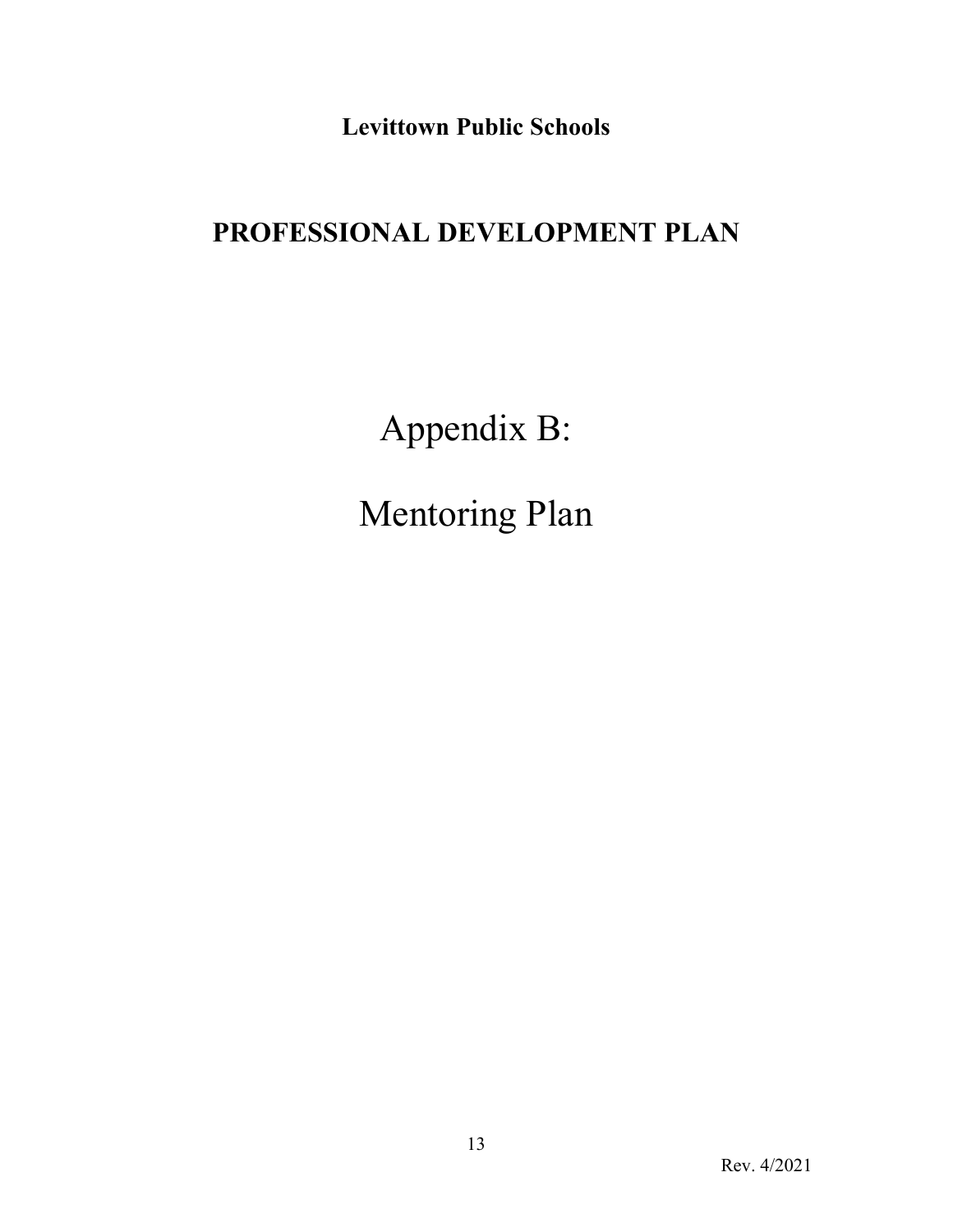**Levittown Public Schools**

# PROFESSIONAL DEVELOPMENT PLAN

# Appendix B:

# Mentoring Plan

Rev. 4/2021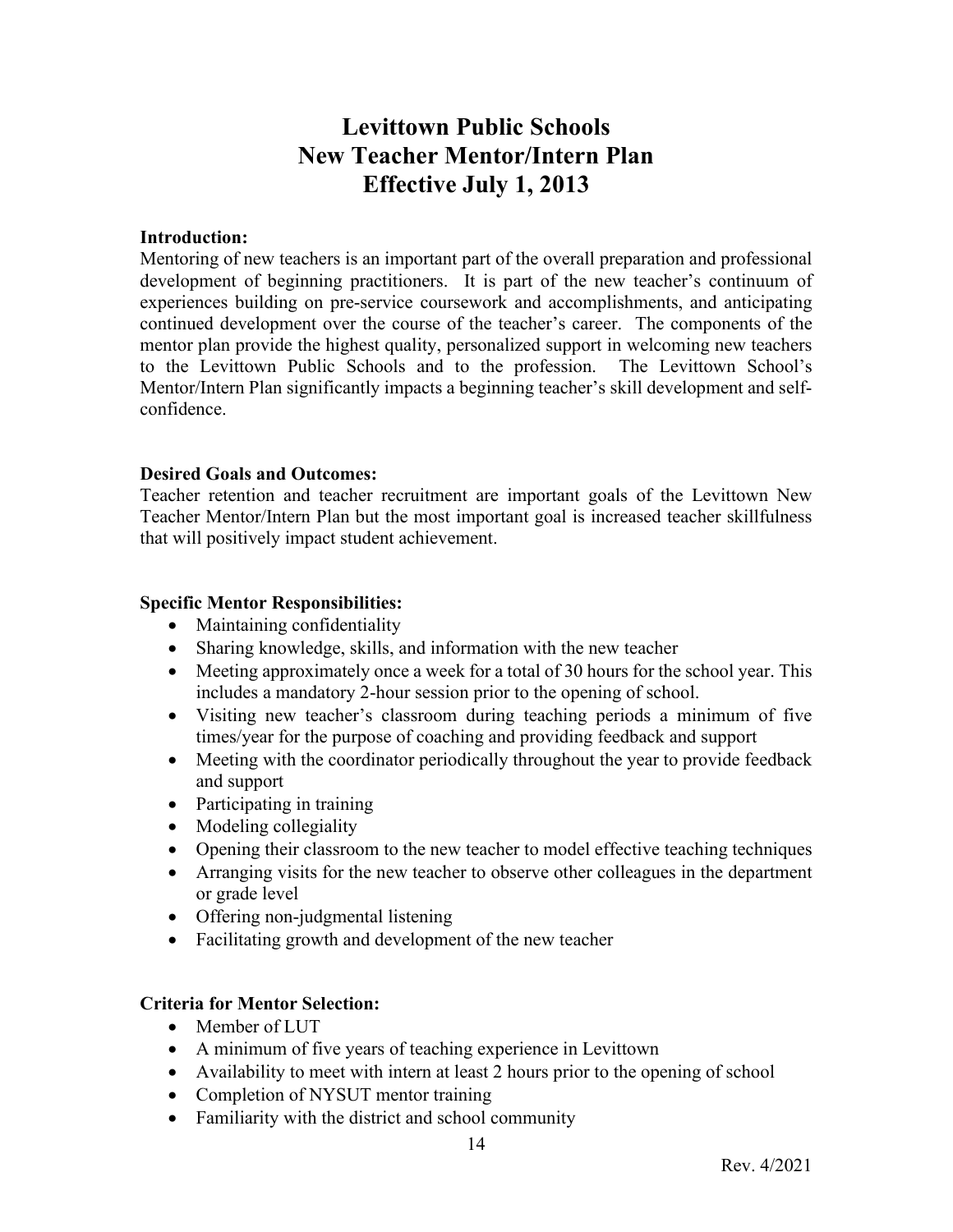# Levittown Public Schools
# New Teacher Mentor/Intern Plan
# Effective July 1, 2013

**Introduction:**

Mentoring of new teachers is an important part of the overall preparation and professional development of beginning practitioners. It is part of the new teacher's continuum of experiences building on pre-service coursework and accomplishments, and anticipating continued development over the course of the teacher's career. The components of the mentor plan provide the highest quality, personalized support in welcoming new teachers to the Levittown Public Schools and to the profession. The Levittown School's Mentor/Intern Plan significantly impacts a beginning teacher's skill development and self-confidence.

**Desired Goals and Outcomes:**

Teacher retention and teacher recruitment are important goals of the Levittown New Teacher Mentor/Intern Plan but the most important goal is increased teacher skillfulness that will positively impact student achievement.

**Specific Mentor Responsibilities:**

- Maintaining confidentiality
- Sharing knowledge, skills, and information with the new teacher
- Meeting approximately once a week for a total of 30 hours for the school year. This includes a mandatory 2-hour session prior to the opening of school.
- Visiting new teacher's classroom during teaching periods a minimum of five times/year for the purpose of coaching and providing feedback and support
- Meeting with the coordinator periodically throughout the year to provide feedback and support
- Participating in training
- Modeling collegiality
- Opening their classroom to the new teacher to model effective teaching techniques
- Arranging visits for the new teacher to observe other colleagues in the department or grade level
- Offering non-judgmental listening
- Facilitating growth and development of the new teacher

**Criteria for Mentor Selection:**

- Member of LUT
- A minimum of five years of teaching experience in Levittown
- Availability to meet with intern at least 2 hours prior to the opening of school
- Completion of NYSUT mentor training
- Familiarity with the district and school community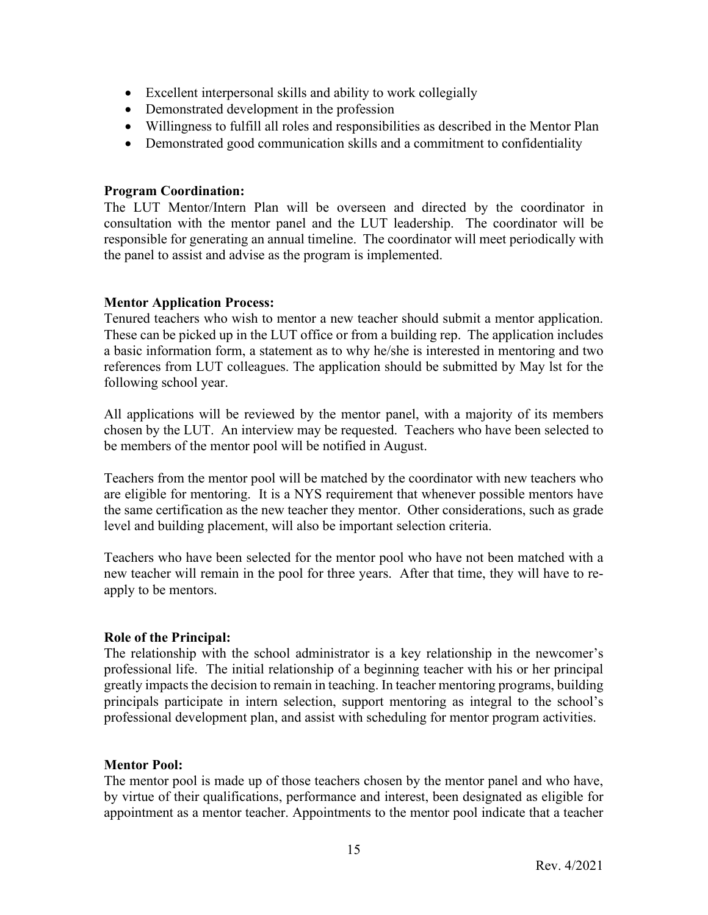- Excellent interpersonal skills and ability to work collegially
- Demonstrated development in the profession
- Willingness to fulfill all roles and responsibilities as described in the Mentor Plan
- Demonstrated good communication skills and a commitment to confidentiality

**Program Coordination:**
The LUT Mentor/Intern Plan will be overseen and directed by the coordinator in consultation with the mentor panel and the LUT leadership. The coordinator will be responsible for generating an annual timeline. The coordinator will meet periodically with the panel to assist and advise as the program is implemented.

**Mentor Application Process:**
Tenured teachers who wish to mentor a new teacher should submit a mentor application. These can be picked up in the LUT office or from a building rep. The application includes a basic information form, a statement as to why he/she is interested in mentoring and two references from LUT colleagues. The application should be submitted by May lst for the following school year.

All applications will be reviewed by the mentor panel, with a majority of its members chosen by the LUT. An interview may be requested. Teachers who have been selected to be members of the mentor pool will be notified in August.

Teachers from the mentor pool will be matched by the coordinator with new teachers who are eligible for mentoring. It is a NYS requirement that whenever possible mentors have the same certification as the new teacher they mentor. Other considerations, such as grade level and building placement, will also be important selection criteria.

Teachers who have been selected for the mentor pool who have not been matched with a new teacher will remain in the pool for three years. After that time, they will have to re-apply to be mentors.

**Role of the Principal:**
The relationship with the school administrator is a key relationship in the newcomer's professional life. The initial relationship of a beginning teacher with his or her principal greatly impacts the decision to remain in teaching. In teacher mentoring programs, building principals participate in intern selection, support mentoring as integral to the school's professional development plan, and assist with scheduling for mentor program activities.

**Mentor Pool:**
The mentor pool is made up of those teachers chosen by the mentor panel and who have, by virtue of their qualifications, performance and interest, been designated as eligible for appointment as a mentor teacher. Appointments to the mentor pool indicate that a teacher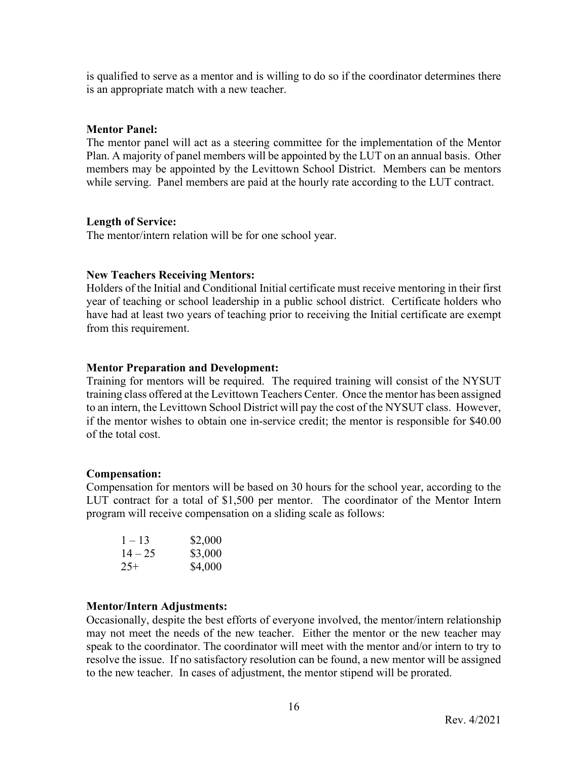is qualified to serve as a mentor and is willing to do so if the coordinator determines there is an appropriate match with a new teacher.

**Mentor Panel:**
The mentor panel will act as a steering committee for the implementation of the Mentor Plan. A majority of panel members will be appointed by the LUT on an annual basis. Other members may be appointed by the Levittown School District. Members can be mentors while serving. Panel members are paid at the hourly rate according to the LUT contract.

**Length of Service:**
The mentor/intern relation will be for one school year.

**New Teachers Receiving Mentors:**
Holders of the Initial and Conditional Initial certificate must receive mentoring in their first year of teaching or school leadership in a public school district. Certificate holders who have had at least two years of teaching prior to receiving the Initial certificate are exempt from this requirement.

**Mentor Preparation and Development:**
Training for mentors will be required. The required training will consist of the NYSUT training class offered at the Levittown Teachers Center. Once the mentor has been assigned to an intern, the Levittown School District will pay the cost of the NYSUT class. However, if the mentor wishes to obtain one in-service credit; the mentor is responsible for $40.00 of the total cost.

**Compensation:**
Compensation for mentors will be based on 30 hours for the school year, according to the LUT contract for a total of $1,500 per mentor. The coordinator of the Mentor Intern program will receive compensation on a sliding scale as follows:

| | |
|---|---|
| 1 – 13 | $2,000 |
| 14 – 25 | $3,000 |
| 25+ | $4,000 |

**Mentor/Intern Adjustments:**
Occasionally, despite the best efforts of everyone involved, the mentor/intern relationship may not meet the needs of the new teacher. Either the mentor or the new teacher may speak to the coordinator. The coordinator will meet with the mentor and/or intern to try to resolve the issue. If no satisfactory resolution can be found, a new mentor will be assigned to the new teacher. In cases of adjustment, the mentor stipend will be prorated.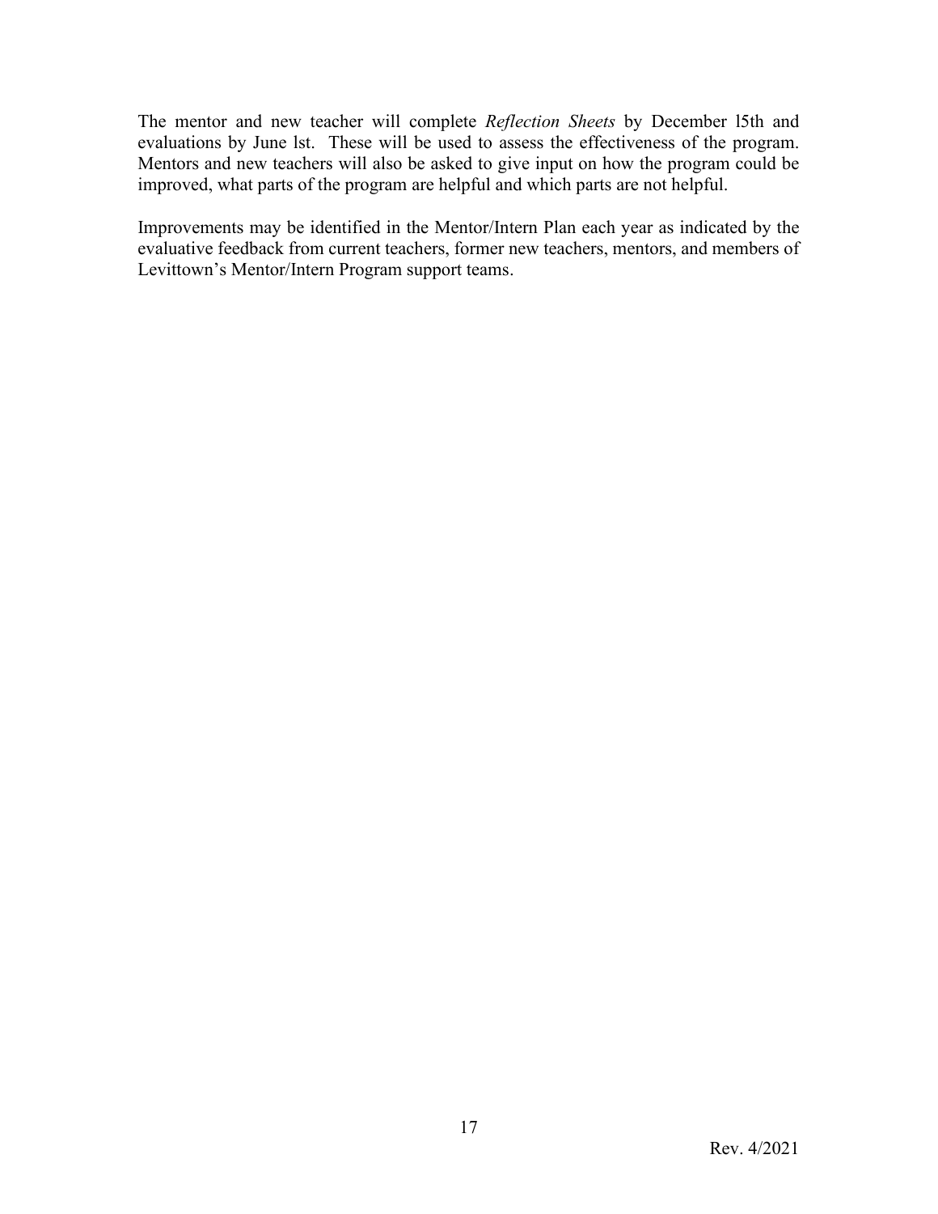The mentor and new teacher will complete *Reflection Sheets* by December l5th and evaluations by June lst. These will be used to assess the effectiveness of the program. Mentors and new teachers will also be asked to give input on how the program could be improved, what parts of the program are helpful and which parts are not helpful.

Improvements may be identified in the Mentor/Intern Plan each year as indicated by the evaluative feedback from current teachers, former new teachers, mentors, and members of Levittown's Mentor/Intern Program support teams.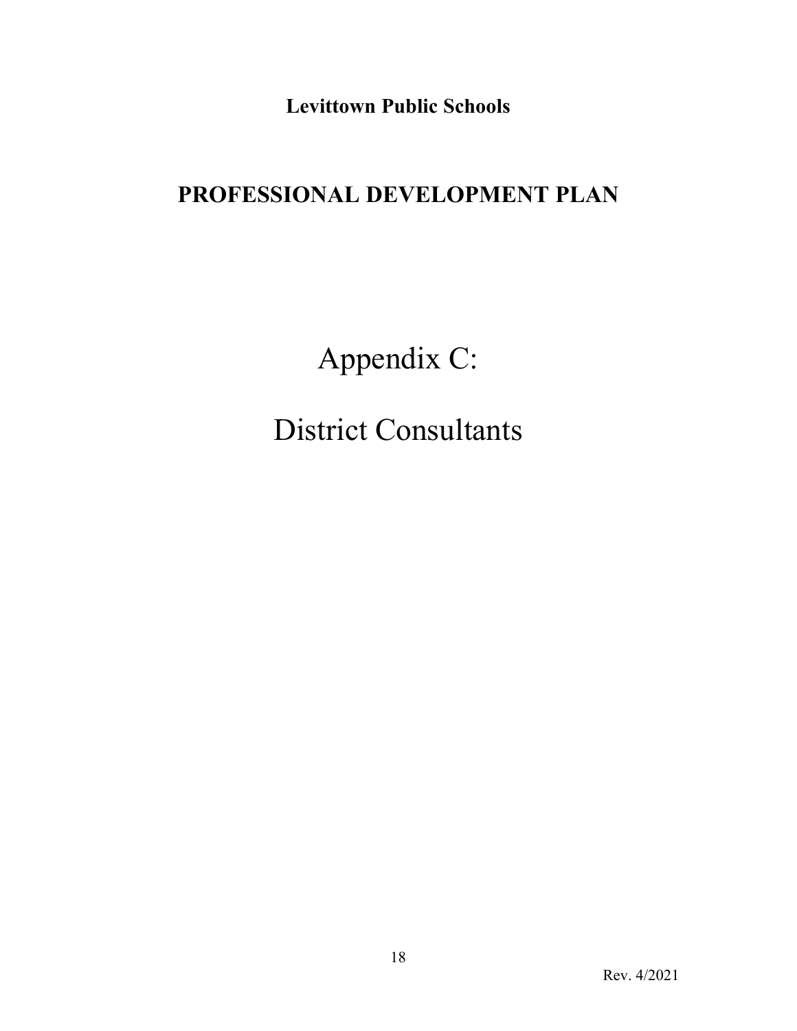**Levittown Public Schools**

# PROFESSIONAL DEVELOPMENT PLAN

## Appendix C:

## District Consultants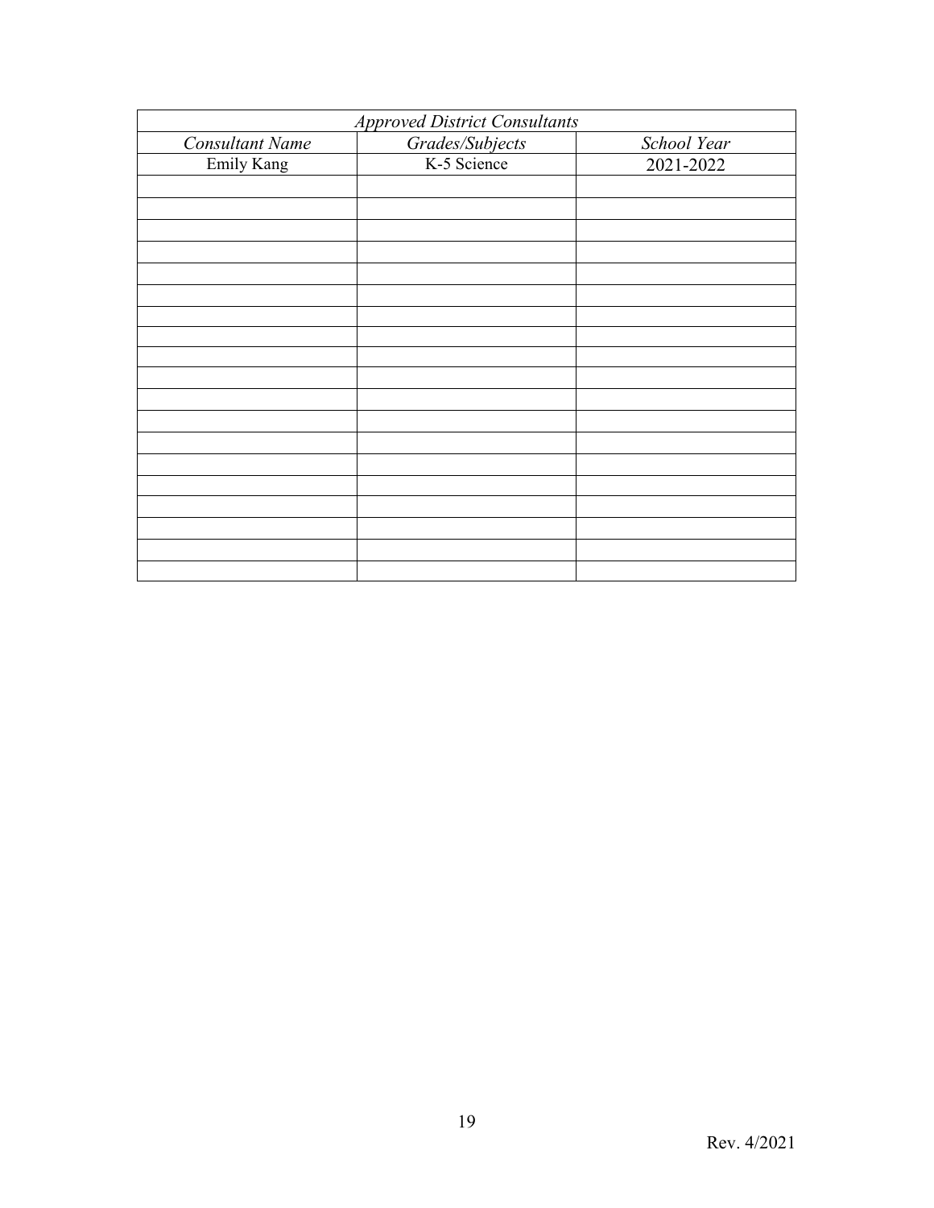| *Approved District Consultants* | | |
|---|---|---|
| *Consultant Name* | *Grades/Subjects* | *School Year* |
| Emily Kang | K-5 Science | 2021-2022 |
| | | |
| | | |
| | | |
| | | |
| | | |
| | | |
| | | |
| | | |
| | | |
| | | |
| | | |
| | | |
| | | |
| | | |
| | | |
| | | |
| | | |
| | | |
| | | |

Rev. 4/2021